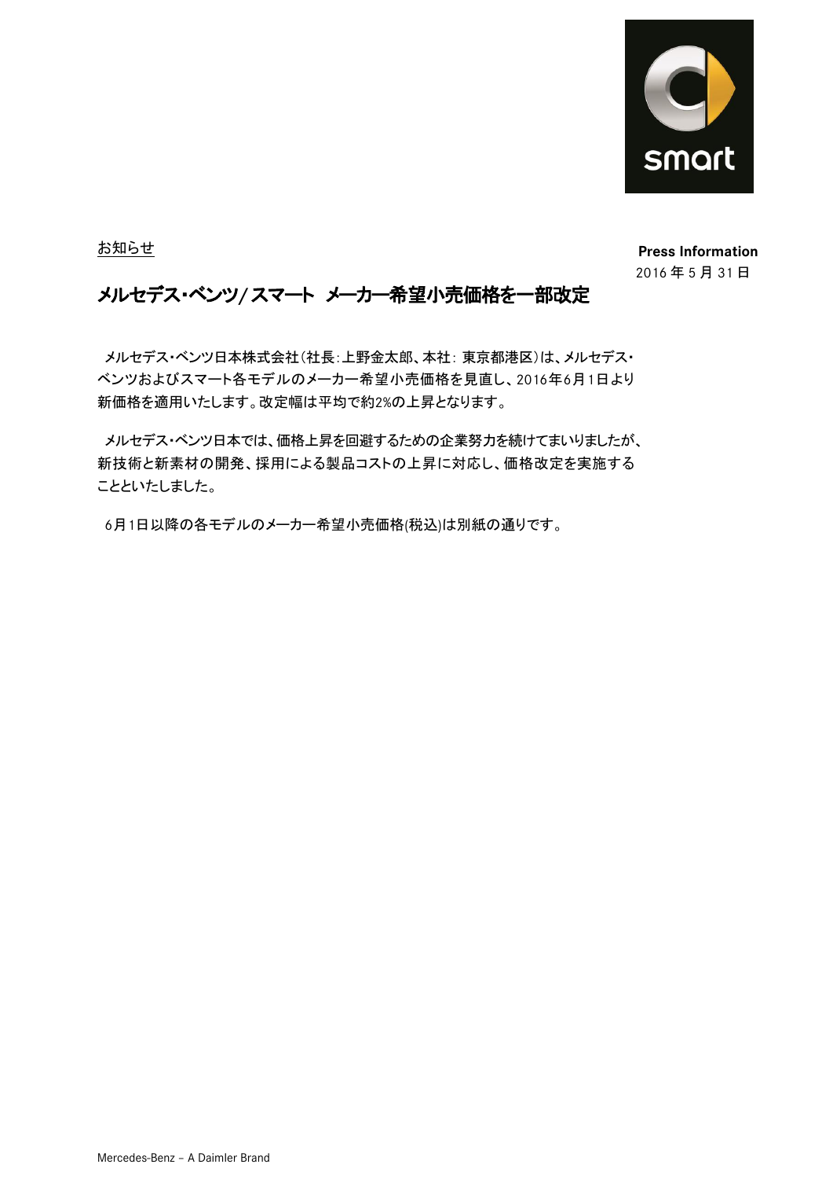お知らせ

**Press Information**
2016 年 5 月 31 日

# メルセデス・ベンツ/スマート メーカー希望小売価格を一部改定

メルセデス・ベンツ日本株式会社(社長:上野金太郎、本社: 東京都港区)は、メルセデス・ベンツおよびスマート各モデルのメーカー希望小売価格を見直し、2016年6月1日より新価格を適用いたします。改定幅は平均で約2%の上昇となります。

メルセデス・ベンツ日本では、価格上昇を回避するための企業努力を続けてまいりましたが、新技術と新素材の開発、採用による製品コストの上昇に対応し、価格改定を実施することといたしました。

6月1日以降の各モデルのメーカー希望小売価格(税込)は別紙の通りです。

Mercedes-Benz – A Daimler Brand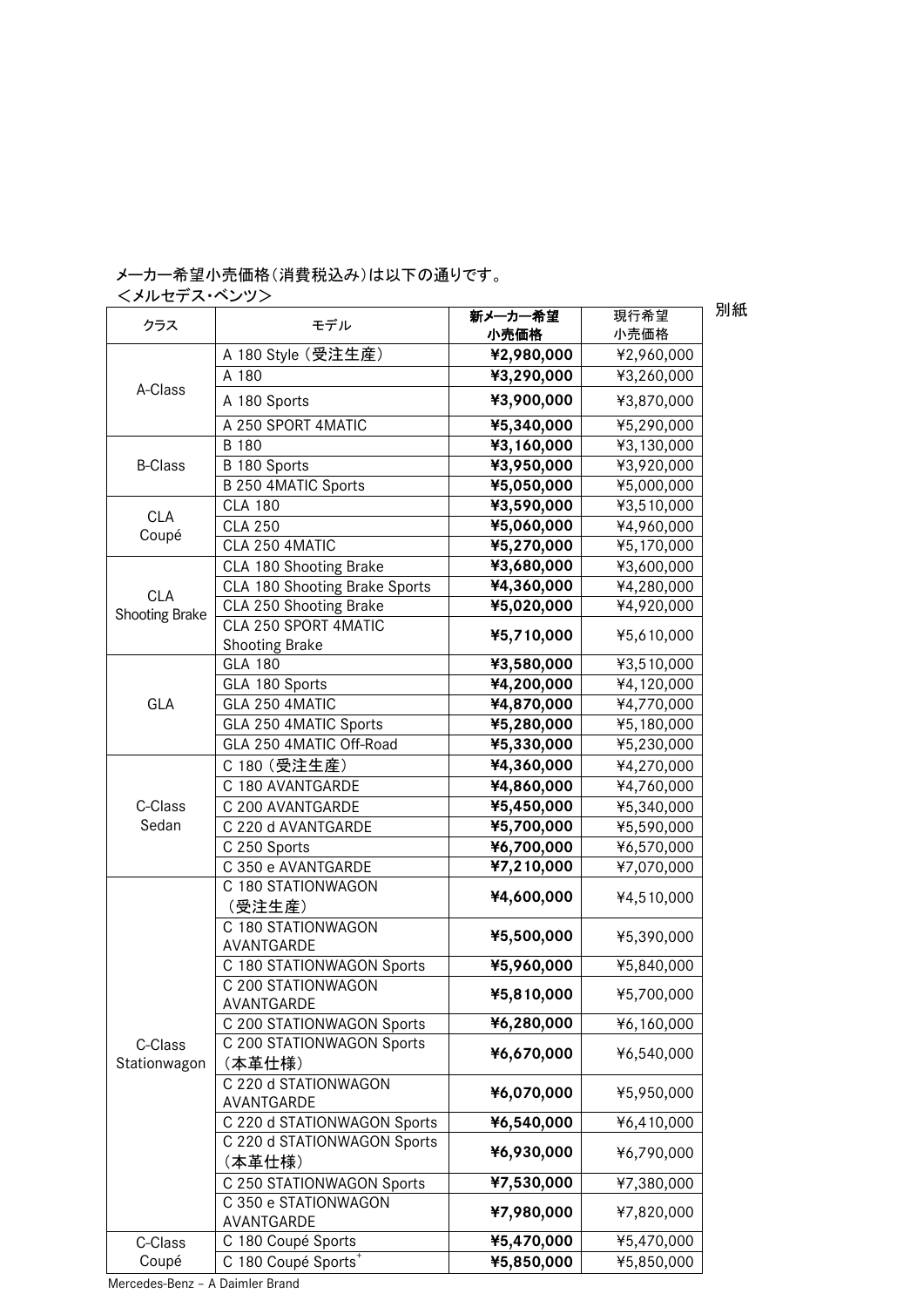別紙

メーカー希望小売価格(消費税込み)は以下の通りです。

<メルセデス・ベンツ>

| クラス | モデル | 新メーカー希望小売価格 | 現行希望小売価格 |
|---|---|---|---|
| A-Class | A 180 Style (受注生産) | **¥2,980,000** | ¥2,960,000 |
| | A 180 | **¥3,290,000** | ¥3,260,000 |
| | A 180 Sports | **¥3,900,000** | ¥3,870,000 |
| | A 250 SPORT 4MATIC | **¥5,340,000** | ¥5,290,000 |
| B-Class | B 180 | **¥3,160,000** | ¥3,130,000 |
| | B 180 Sports | **¥3,950,000** | ¥3,920,000 |
| | B 250 4MATIC Sports | **¥5,050,000** | ¥5,000,000 |
| CLA Coupé | CLA 180 | **¥3,590,000** | ¥3,510,000 |
| | CLA 250 | **¥5,060,000** | ¥4,960,000 |
| | CLA 250 4MATIC | **¥5,270,000** | ¥5,170,000 |
| CLA Shooting Brake | CLA 180 Shooting Brake | **¥3,680,000** | ¥3,600,000 |
| | CLA 180 Shooting Brake Sports | **¥4,360,000** | ¥4,280,000 |
| | CLA 250 Shooting Brake | **¥5,020,000** | ¥4,920,000 |
| | CLA 250 SPORT 4MATIC Shooting Brake | **¥5,710,000** | ¥5,610,000 |
| GLA | GLA 180 | **¥3,580,000** | ¥3,510,000 |
| | GLA 180 Sports | **¥4,200,000** | ¥4,120,000 |
| | GLA 250 4MATIC | **¥4,870,000** | ¥4,770,000 |
| | GLA 250 4MATIC Sports | **¥5,280,000** | ¥5,180,000 |
| | GLA 250 4MATIC Off-Road | **¥5,330,000** | ¥5,230,000 |
| C-Class Sedan | C 180 (受注生産) | **¥4,360,000** | ¥4,270,000 |
| | C 180 AVANTGARDE | **¥4,860,000** | ¥4,760,000 |
| | C 200 AVANTGARDE | **¥5,450,000** | ¥5,340,000 |
| | C 220 d AVANTGARDE | **¥5,700,000** | ¥5,590,000 |
| | C 250 Sports | **¥6,700,000** | ¥6,570,000 |
| | C 350 e AVANTGARDE | **¥7,210,000** | ¥7,070,000 |
| C-Class Stationwagon | C 180 STATIONWAGON (受注生産) | **¥4,600,000** | ¥4,510,000 |
| | C 180 STATIONWAGON AVANTGARDE | **¥5,500,000** | ¥5,390,000 |
| | C 180 STATIONWAGON Sports | **¥5,960,000** | ¥5,840,000 |
| | C 200 STATIONWAGON AVANTGARDE | **¥5,810,000** | ¥5,700,000 |
| | C 200 STATIONWAGON Sports | **¥6,280,000** | ¥6,160,000 |
| | C 200 STATIONWAGON Sports (本革仕様) | **¥6,670,000** | ¥6,540,000 |
| | C 220 d STATIONWAGON AVANTGARDE | **¥6,070,000** | ¥5,950,000 |
| | C 220 d STATIONWAGON Sports | **¥6,540,000** | ¥6,410,000 |
| | C 220 d STATIONWAGON Sports (本革仕様) | **¥6,930,000** | ¥6,790,000 |
| | C 250 STATIONWAGON Sports | **¥7,530,000** | ¥7,380,000 |
| | C 350 e STATIONWAGON AVANTGARDE | **¥7,980,000** | ¥7,820,000 |
| C-Class Coupé | C 180 Coupé Sports | **¥5,470,000** | ¥5,470,000 |
| | C 180 Coupé Sports+ | **¥5,850,000** | ¥5,850,000 |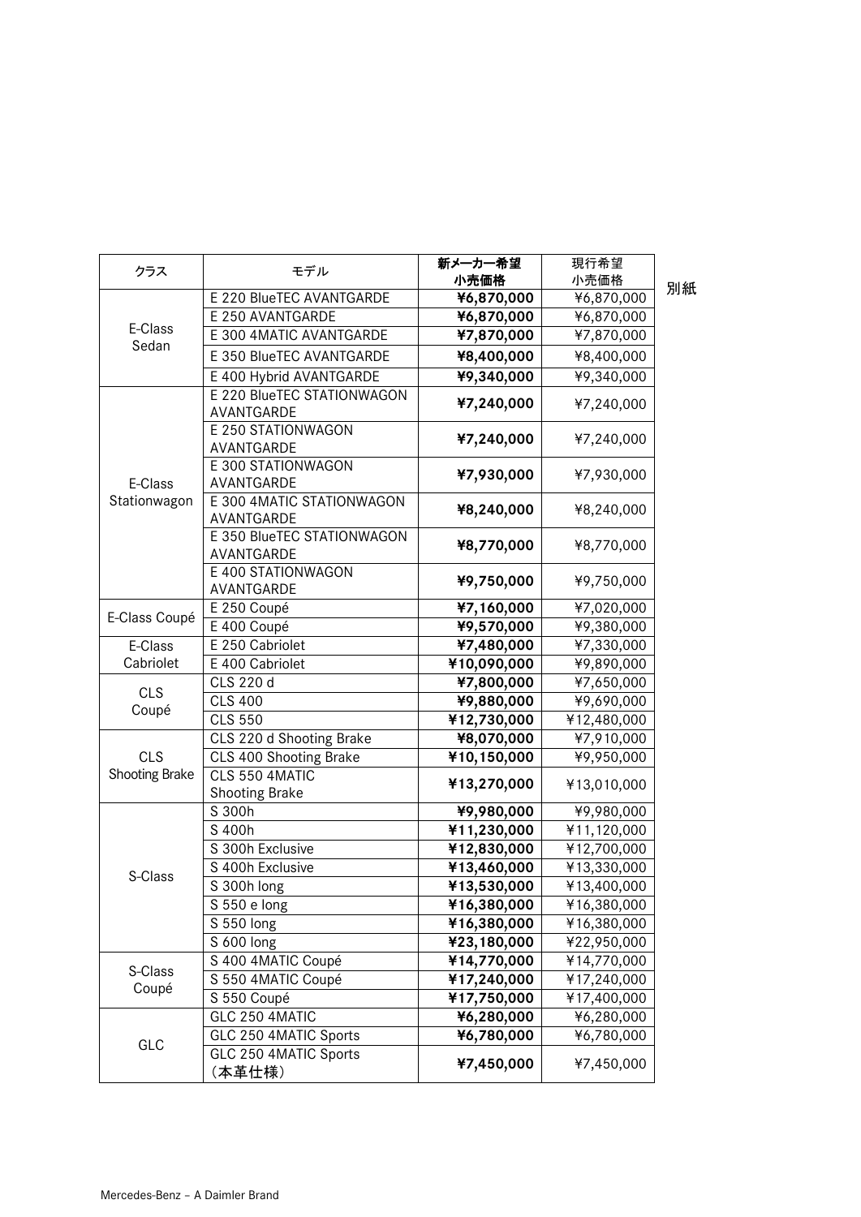別紙

| クラス | モデル | 新メーカー希望小売価格 | 現行希望小売価格 |
| --- | --- | --- | --- |
| E-Class Sedan | E 220 BlueTEC AVANTGARDE | **¥6,870,000** | ¥6,870,000 |
| | E 250 AVANTGARDE | **¥6,870,000** | ¥6,870,000 |
| | E 300 4MATIC AVANTGARDE | **¥7,870,000** | ¥7,870,000 |
| | E 350 BlueTEC AVANTGARDE | **¥8,400,000** | ¥8,400,000 |
| | E 400 Hybrid AVANTGARDE | **¥9,340,000** | ¥9,340,000 |
| E-Class Stationwagon | E 220 BlueTEC STATIONWAGON AVANTGARDE | **¥7,240,000** | ¥7,240,000 |
| | E 250 STATIONWAGON AVANTGARDE | **¥7,240,000** | ¥7,240,000 |
| | E 300 STATIONWAGON AVANTGARDE | **¥7,930,000** | ¥7,930,000 |
| | E 300 4MATIC STATIONWAGON AVANTGARDE | **¥8,240,000** | ¥8,240,000 |
| | E 350 BlueTEC STATIONWAGON AVANTGARDE | **¥8,770,000** | ¥8,770,000 |
| | E 400 STATIONWAGON AVANTGARDE | **¥9,750,000** | ¥9,750,000 |
| E-Class Coupé | E 250 Coupé | **¥7,160,000** | ¥7,020,000 |
| | E 400 Coupé | **¥9,570,000** | ¥9,380,000 |
| E-Class Cabriolet | E 250 Cabriolet | **¥7,480,000** | ¥7,330,000 |
| | E 400 Cabriolet | **¥10,090,000** | ¥9,890,000 |
| CLS Coupé | CLS 220 d | **¥7,800,000** | ¥7,650,000 |
| | CLS 400 | **¥9,880,000** | ¥9,690,000 |
| | CLS 550 | **¥12,730,000** | ¥12,480,000 |
| CLS Shooting Brake | CLS 220 d Shooting Brake | **¥8,070,000** | ¥7,910,000 |
| | CLS 400 Shooting Brake | **¥10,150,000** | ¥9,950,000 |
| | CLS 550 4MATIC Shooting Brake | **¥13,270,000** | ¥13,010,000 |
| S-Class | S 300h | **¥9,980,000** | ¥9,980,000 |
| | S 400h | **¥11,230,000** | ¥11,120,000 |
| | S 300h Exclusive | **¥12,830,000** | ¥12,700,000 |
| | S 400h Exclusive | **¥13,460,000** | ¥13,330,000 |
| | S 300h long | **¥13,530,000** | ¥13,400,000 |
| | S 550 e long | **¥16,380,000** | ¥16,380,000 |
| | S 550 long | **¥16,380,000** | ¥16,380,000 |
| | S 600 long | **¥23,180,000** | ¥22,950,000 |
| S-Class Coupé | S 400 4MATIC Coupé | **¥14,770,000** | ¥14,770,000 |
| | S 550 4MATIC Coupé | **¥17,240,000** | ¥17,240,000 |
| | S 550 Coupé | **¥17,750,000** | ¥17,400,000 |
| GLC | GLC 250 4MATIC | **¥6,280,000** | ¥6,280,000 |
| | GLC 250 4MATIC Sports | **¥6,780,000** | ¥6,780,000 |
| | GLC 250 4MATIC Sports（本革仕様） | **¥7,450,000** | ¥7,450,000 |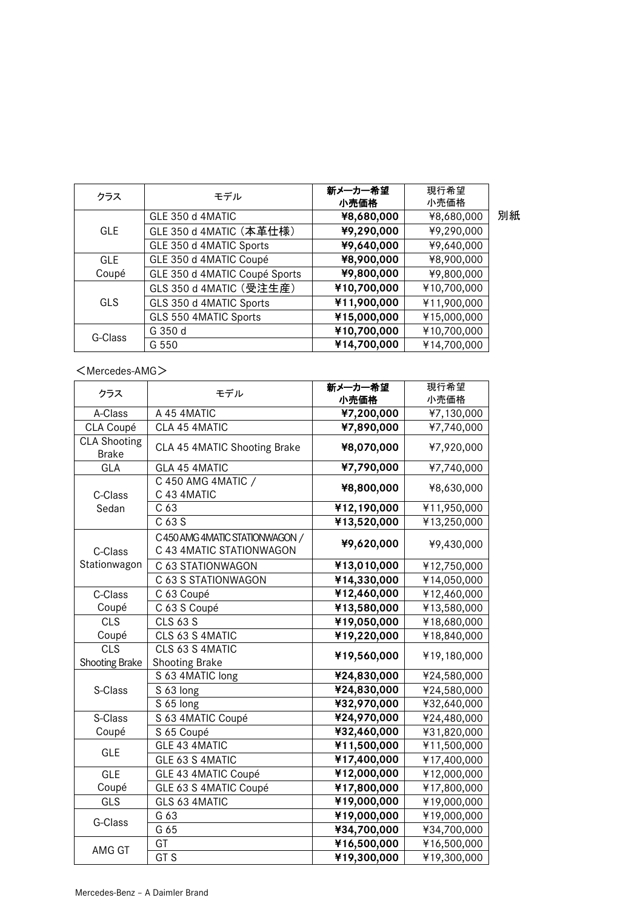別紙

| クラス | モデル | **新メーカー希望小売価格** | 現行希望小売価格 |
|---|---|---|---|
| GLE | GLE 350 d 4MATIC | **¥8,680,000** | ¥8,680,000 |
| | GLE 350 d 4MATIC（本革仕様） | **¥9,290,000** | ¥9,290,000 |
| | GLE 350 d 4MATIC Sports | **¥9,640,000** | ¥9,640,000 |
| GLE Coupé | GLE 350 d 4MATIC Coupé | **¥8,900,000** | ¥8,900,000 |
| | GLE 350 d 4MATIC Coupé Sports | **¥9,800,000** | ¥9,800,000 |
| GLS | GLS 350 d 4MATIC（受注生産） | **¥10,700,000** | ¥10,700,000 |
| | GLS 350 d 4MATIC Sports | **¥11,900,000** | ¥11,900,000 |
| | GLS 550 4MATIC Sports | **¥15,000,000** | ¥15,000,000 |
| G-Class | G 350 d | **¥10,700,000** | ¥10,700,000 |
| | G 550 | **¥14,700,000** | ¥14,700,000 |

＜Mercedes-AMG＞

| クラス | モデル | **新メーカー希望小売価格** | 現行希望小売価格 |
|---|---|---|---|
| A-Class | A 45 4MATIC | **¥7,200,000** | ¥7,130,000 |
| CLA Coupé | CLA 45 4MATIC | **¥7,890,000** | ¥7,740,000 |
| CLA Shooting Brake | CLA 45 4MATIC Shooting Brake | **¥8,070,000** | ¥7,920,000 |
| GLA | GLA 45 4MATIC | **¥7,790,000** | ¥7,740,000 |
| C-Class Sedan | C 450 AMG 4MATIC / C 43 4MATIC | **¥8,800,000** | ¥8,630,000 |
| | C 63 | **¥12,190,000** | ¥11,950,000 |
| | C 63 S | **¥13,520,000** | ¥13,250,000 |
| C-Class Stationwagon | C 450 AMG 4MATIC STATIONWAGON / C 43 4MATIC STATIONWAGON | **¥9,620,000** | ¥9,430,000 |
| | C 63 STATIONWAGON | **¥13,010,000** | ¥12,750,000 |
| | C 63 S STATIONWAGON | **¥14,330,000** | ¥14,050,000 |
| C-Class Coupé | C 63 Coupé | **¥12,460,000** | ¥12,460,000 |
| | C 63 S Coupé | **¥13,580,000** | ¥13,580,000 |
| CLS Coupé | CLS 63 S | **¥19,050,000** | ¥18,680,000 |
| | CLS 63 S 4MATIC | **¥19,220,000** | ¥18,840,000 |
| CLS Shooting Brake | CLS 63 S 4MATIC Shooting Brake | **¥19,560,000** | ¥19,180,000 |
| S-Class | S 63 4MATIC long | **¥24,830,000** | ¥24,580,000 |
| | S 63 long | **¥24,830,000** | ¥24,580,000 |
| | S 65 long | **¥32,970,000** | ¥32,640,000 |
| S-Class Coupé | S 63 4MATIC Coupé | **¥24,970,000** | ¥24,480,000 |
| | S 65 Coupé | **¥32,460,000** | ¥31,820,000 |
| GLE | GLE 43 4MATIC | **¥11,500,000** | ¥11,500,000 |
| | GLE 63 S 4MATIC | **¥17,400,000** | ¥17,400,000 |
| GLE Coupé | GLE 43 4MATIC Coupé | **¥12,000,000** | ¥12,000,000 |
| | GLE 63 S 4MATIC Coupé | **¥17,800,000** | ¥17,800,000 |
| GLS | GLS 63 4MATIC | **¥19,000,000** | ¥19,000,000 |
| G-Class | G 63 | **¥19,000,000** | ¥19,000,000 |
| | G 65 | **¥34,700,000** | ¥34,700,000 |
| AMG GT | GT | **¥16,500,000** | ¥16,500,000 |
| | GT S | **¥19,300,000** | ¥19,300,000 |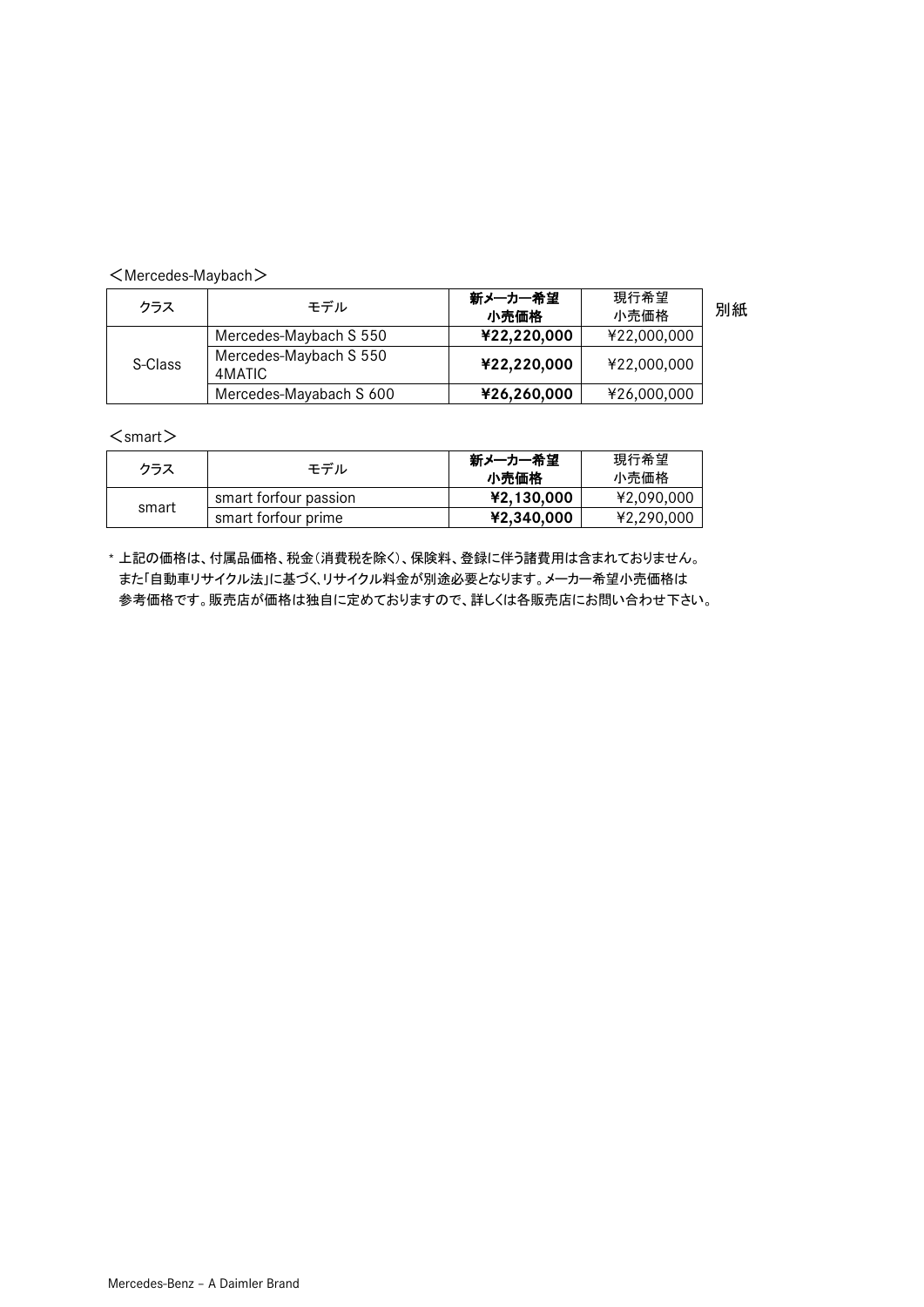＜Mercedes-Maybach＞

別紙

| クラス | モデル | **新メーカー希望小売価格** | 現行希望小売価格 |
|---|---|---|---|
| S-Class | Mercedes-Maybach S 550 | **¥22,220,000** | ¥22,000,000 |
| | Mercedes-Maybach S 550 4MATIC | **¥22,220,000** | ¥22,000,000 |
| | Mercedes-Mayabach S 600 | **¥26,260,000** | ¥26,000,000 |

＜smart＞

| クラス | モデル | **新メーカー希望小売価格** | 現行希望小売価格 |
|---|---|---|---|
| smart | smart forfour passion | **¥2,130,000** | ¥2,090,000 |
| | smart forfour prime | **¥2,340,000** | ¥2,290,000 |

* 上記の価格は、付属品価格、税金（消費税を除く）、保険料、登録に伴う諸費用は含まれておりません。
また「自動車リサイクル法」に基づく、リサイクル料金が別途必要となります。メーカー希望小売価格は参考価格です。販売店が価格は独自に定めておりますので、詳しくは各販売店にお問い合わせ下さい。